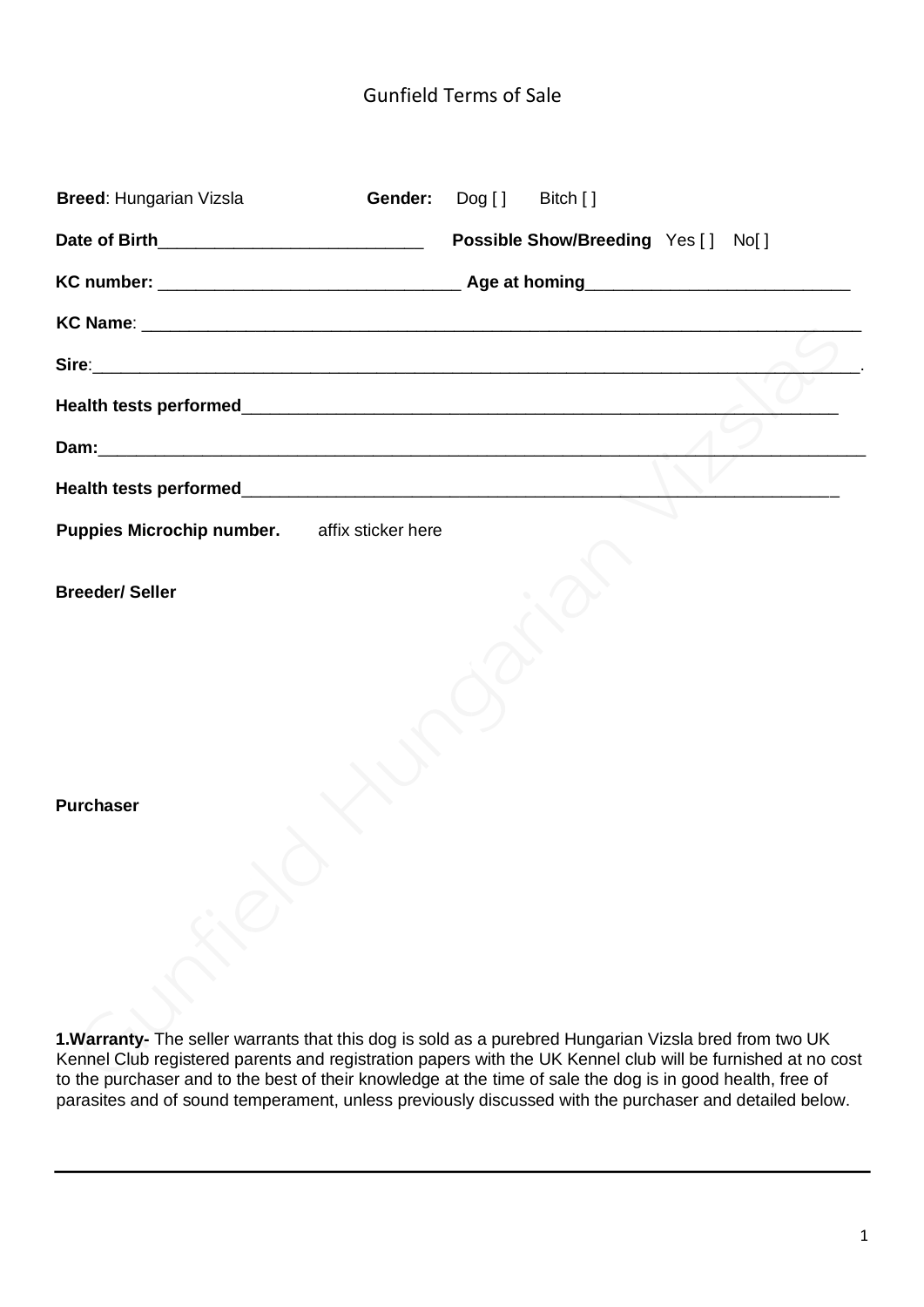# Gunfield Terms of Sale

**Breed**: Hungarian Vizsla **Gender:** Dog [ ] Bitch [ ]

**Date of Birth**____________________________ **Possible Show/Breeding** Yes [ ] No[ ]

**KC number:** _______________________________ **Age at homing**___________________________

**KC Name**: ____________________________________________________________________________

**Sire**:________________________________________________________________________________.

**Health tests performed**_______________________________________________________________

**Dam:**________________________________________________________________________________

**Health tests performed**_______________________________________________________________

**Puppies Microchip number.** affix sticker here

**Breeder/ Seller**

**Purchaser**

**1.Warranty-** The seller warrants that this dog is sold as a purebred Hungarian Vizsla bred from two UK Kennel Club registered parents and registration papers with the UK Kennel club will be furnished at no cost to the purchaser and to the best of their knowledge at the time of sale the dog is in good health, free of parasites and of sound temperament, unless previously discussed with the purchaser and detailed below.

---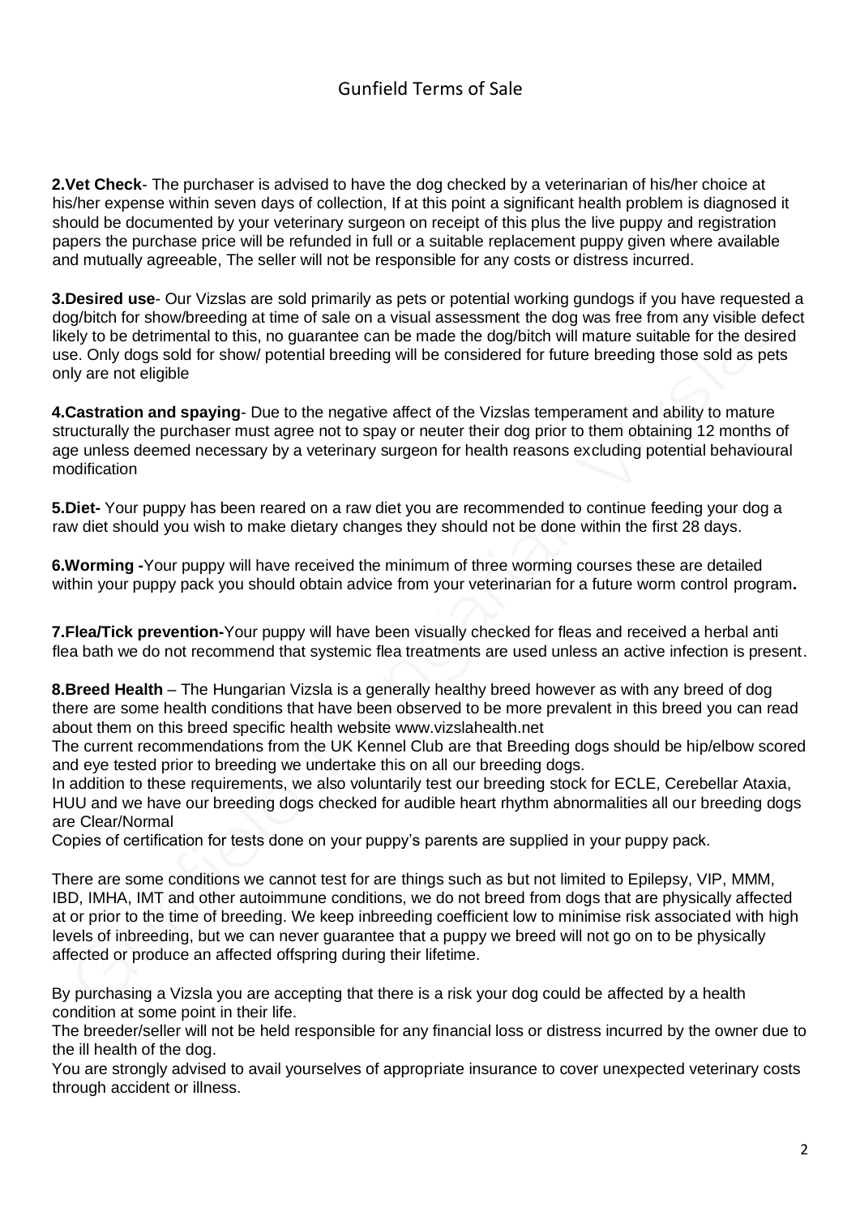## Gunfield Terms of Sale

**2.Vet Check**- The purchaser is advised to have the dog checked by a veterinarian of his/her choice at his/her expense within seven days of collection, If at this point a significant health problem is diagnosed it should be documented by your veterinary surgeon on receipt of this plus the live puppy and registration papers the purchase price will be refunded in full or a suitable replacement puppy given where available and mutually agreeable, The seller will not be responsible for any costs or distress incurred.

**3.Desired use**- Our Vizslas are sold primarily as pets or potential working gundogs if you have requested a dog/bitch for show/breeding at time of sale on a visual assessment the dog was free from any visible defect likely to be detrimental to this, no guarantee can be made the dog/bitch will mature suitable for the desired use. Only dogs sold for show/ potential breeding will be considered for future breeding those sold as pets only are not eligible

**4.Castration and spaying**- Due to the negative affect of the Vizslas temperament and ability to mature structurally the purchaser must agree not to spay or neuter their dog prior to them obtaining 12 months of age unless deemed necessary by a veterinary surgeon for health reasons excluding potential behavioural modification

**5.Diet-** Your puppy has been reared on a raw diet you are recommended to continue feeding your dog a raw diet should you wish to make dietary changes they should not be done within the first 28 days.

**6.Worming -**Your puppy will have received the minimum of three worming courses these are detailed within your puppy pack you should obtain advice from your veterinarian for a future worm control program**.**

**7.Flea/Tick prevention-**Your puppy will have been visually checked for fleas and received a herbal anti flea bath we do not recommend that systemic flea treatments are used unless an active infection is present.

**8.Breed Health** – The Hungarian Vizsla is a generally healthy breed however as with any breed of dog there are some health conditions that have been observed to be more prevalent in this breed you can read about them on this breed specific health website www.vizslahealth.net

The current recommendations from the UK Kennel Club are that Breeding dogs should be hip/elbow scored and eye tested prior to breeding we undertake this on all our breeding dogs.

In addition to these requirements, we also voluntarily test our breeding stock for ECLE, Cerebellar Ataxia, HUU and we have our breeding dogs checked for audible heart rhythm abnormalities all our breeding dogs are Clear/Normal

Copies of certification for tests done on your puppy's parents are supplied in your puppy pack.

There are some conditions we cannot test for are things such as but not limited to Epilepsy, VIP, MMM, IBD, IMHA, IMT and other autoimmune conditions, we do not breed from dogs that are physically affected at or prior to the time of breeding. We keep inbreeding coefficient low to minimise risk associated with high levels of inbreeding, but we can never guarantee that a puppy we breed will not go on to be physically affected or produce an affected offspring during their lifetime.

By purchasing a Vizsla you are accepting that there is a risk your dog could be affected by a health condition at some point in their life.

The breeder/seller will not be held responsible for any financial loss or distress incurred by the owner due to the ill health of the dog.

You are strongly advised to avail yourselves of appropriate insurance to cover unexpected veterinary costs through accident or illness.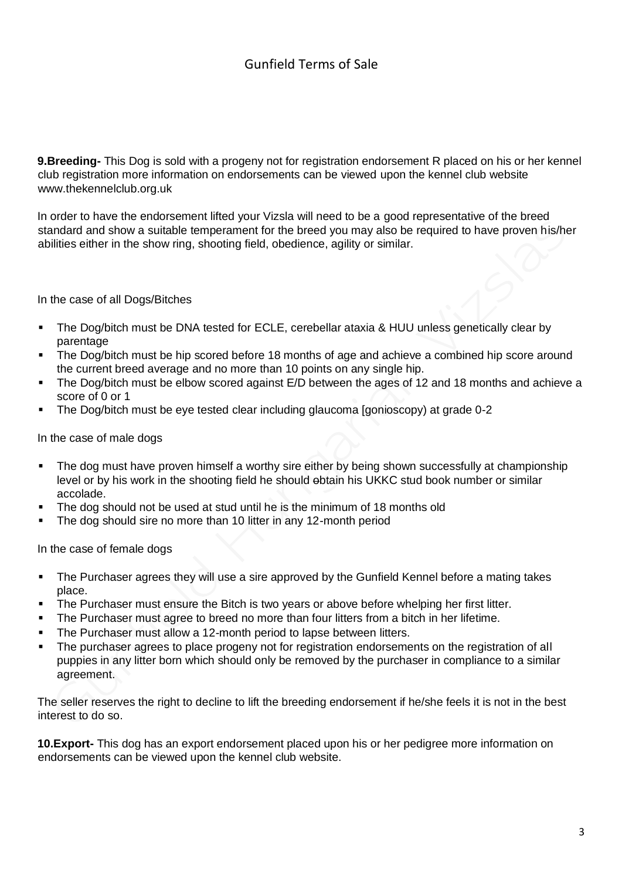# Gunfield Terms of Sale

**9.Breeding-** This Dog is sold with a progeny not for registration endorsement R placed on his or her kennel club registration more information on endorsements can be viewed upon the kennel club website www.thekennelclub.org.uk

In order to have the endorsement lifted your Vizsla will need to be a good representative of the breed standard and show a suitable temperament for the breed you may also be required to have proven his/her abilities either in the show ring, shooting field, obedience, agility or similar.

In the case of all Dogs/Bitches

- The Dog/bitch must be DNA tested for ECLE, cerebellar ataxia & HUU unless genetically clear by parentage
- The Dog/bitch must be hip scored before 18 months of age and achieve a combined hip score around the current breed average and no more than 10 points on any single hip.
- The Dog/bitch must be elbow scored against E/D between the ages of 12 and 18 months and achieve a score of 0 or 1
- The Dog/bitch must be eye tested clear including glaucoma [gonioscopy) at grade 0-2

In the case of male dogs

- The dog must have proven himself a worthy sire either by being shown successfully at championship level or by his work in the shooting field he should ~~o~~btain his UKKC stud book number or similar accolade.
- The dog should not be used at stud until he is the minimum of 18 months old
- The dog should sire no more than 10 litter in any 12-month period

In the case of female dogs

- The Purchaser agrees they will use a sire approved by the Gunfield Kennel before a mating takes place.
- The Purchaser must ensure the Bitch is two years or above before whelping her first litter.
- The Purchaser must agree to breed no more than four litters from a bitch in her lifetime.
- The Purchaser must allow a 12-month period to lapse between litters.
- The purchaser agrees to place progeny not for registration endorsements on the registration of all puppies in any litter born which should only be removed by the purchaser in compliance to a similar agreement.

The seller reserves the right to decline to lift the breeding endorsement if he/she feels it is not in the best interest to do so.

**10.Export-** This dog has an export endorsement placed upon his or her pedigree more information on endorsements can be viewed upon the kennel club website.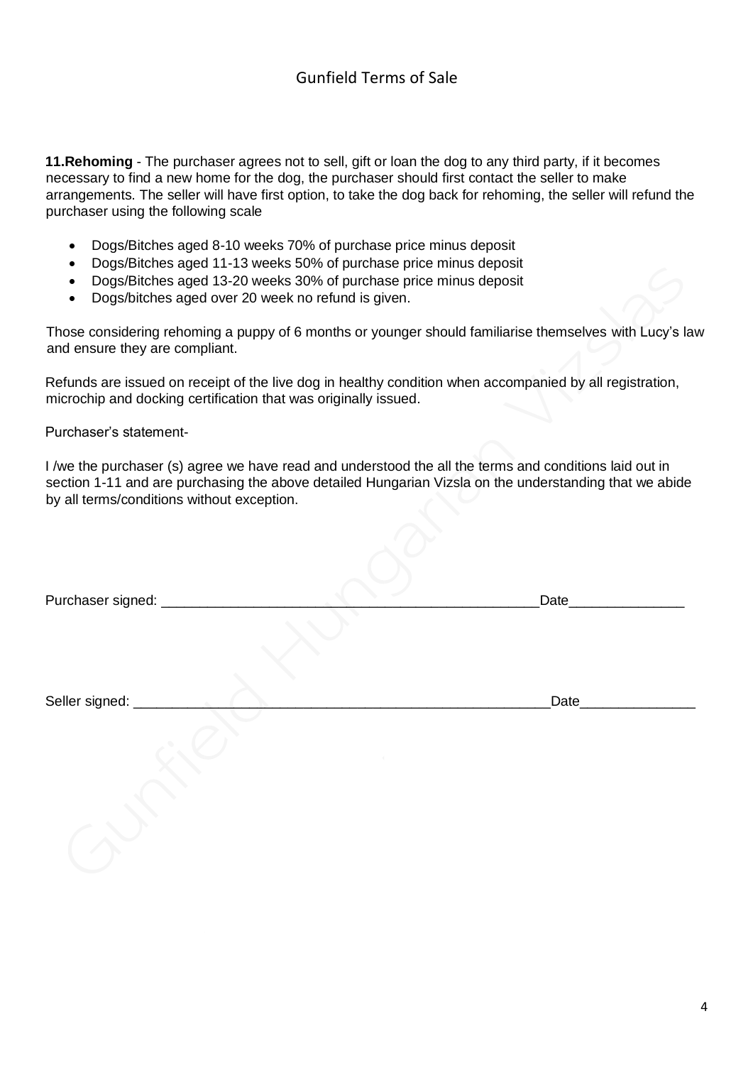**11.Rehoming** - The purchaser agrees not to sell, gift or loan the dog to any third party, if it becomes necessary to find a new home for the dog, the purchaser should first contact the seller to make arrangements. The seller will have first option, to take the dog back for rehoming, the seller will refund the purchaser using the following scale

- Dogs/Bitches aged 8-10 weeks 70% of purchase price minus deposit
- Dogs/Bitches aged 11-13 weeks 50% of purchase price minus deposit
- Dogs/Bitches aged 13-20 weeks 30% of purchase price minus deposit
- Dogs/bitches aged over 20 week no refund is given.

Those considering rehoming a puppy of 6 months or younger should familiarise themselves with Lucy's law and ensure they are compliant.

Refunds are issued on receipt of the live dog in healthy condition when accompanied by all registration, microchip and docking certification that was originally issued.

Purchaser's statement-

I /we the purchaser (s) agree we have read and understood the all the terms and conditions laid out in section 1-11 and are purchasing the above detailed Hungarian Vizsla on the understanding that we abide by all terms/conditions without exception.

Purchaser signed: _________________________________________________Date_______________

Seller signed: ______________________________________________________Date_______________